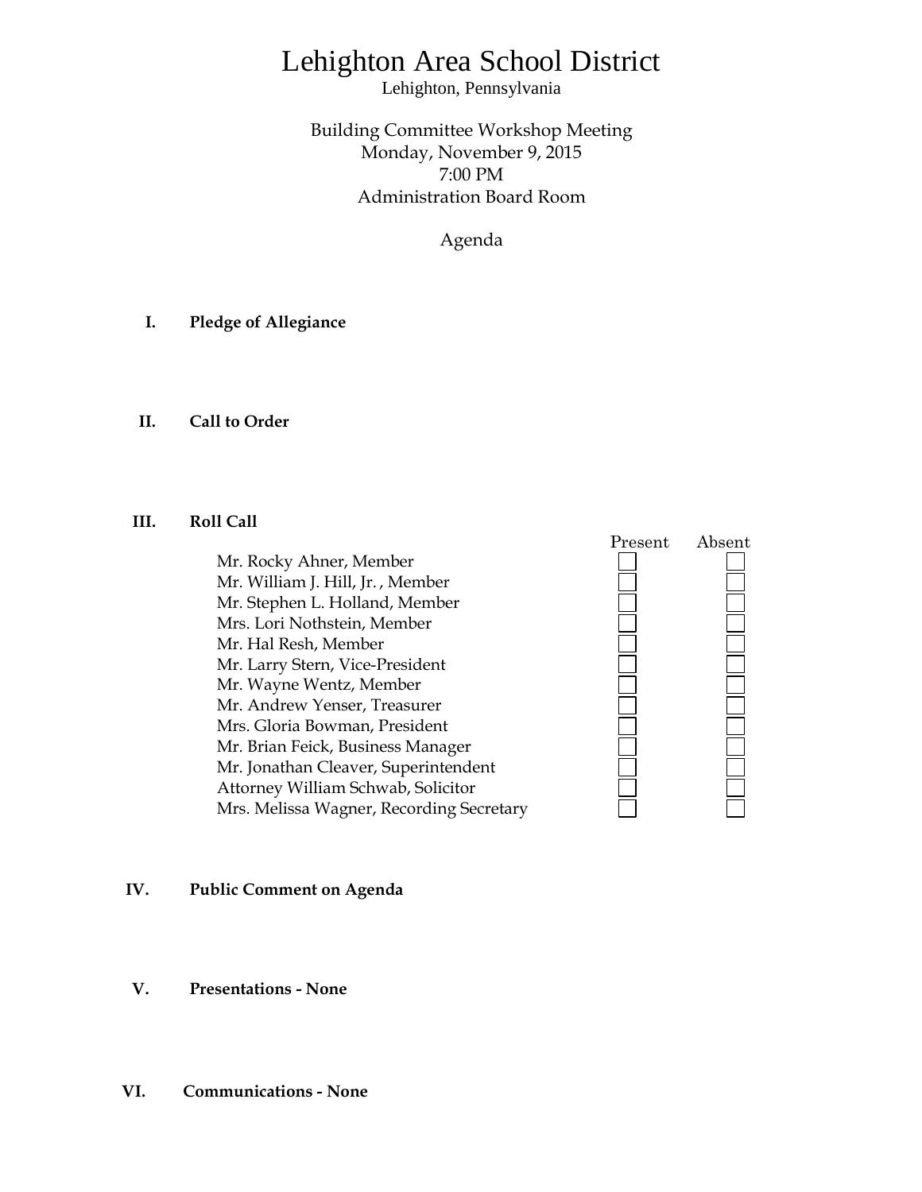# Lehighton Area School District

Lehighton, Pennsylvania

Building Committee Workshop Meeting
Monday, November 9, 2015
7:00 PM
Administration Board Room

Agenda

**I. Pledge of Allegiance**

**II. Call to Order**

**III. Roll Call**

| | Present | Absent |
|---|---|---|
| Mr. Rocky Ahner, Member | ☐ | ☐ |
| Mr. William J. Hill, Jr. , Member | ☐ | ☐ |
| Mr. Stephen L. Holland, Member | ☐ | ☐ |
| Mrs. Lori Nothstein, Member | ☐ | ☐ |
| Mr. Hal Resh, Member | ☐ | ☐ |
| Mr. Larry Stern, Vice-President | ☐ | ☐ |
| Mr. Wayne Wentz, Member | ☐ | ☐ |
| Mr. Andrew Yenser, Treasurer | ☐ | ☐ |
| Mrs. Gloria Bowman, President | ☐ | ☐ |
| Mr. Brian Feick, Business Manager | ☐ | ☐ |
| Mr. Jonathan Cleaver, Superintendent | ☐ | ☐ |
| Attorney William Schwab, Solicitor | ☐ | ☐ |
| Mrs. Melissa Wagner, Recording Secretary | ☐ | ☐ |

**IV. Public Comment on Agenda**

**V. Presentations - None**

**VI. Communications - None**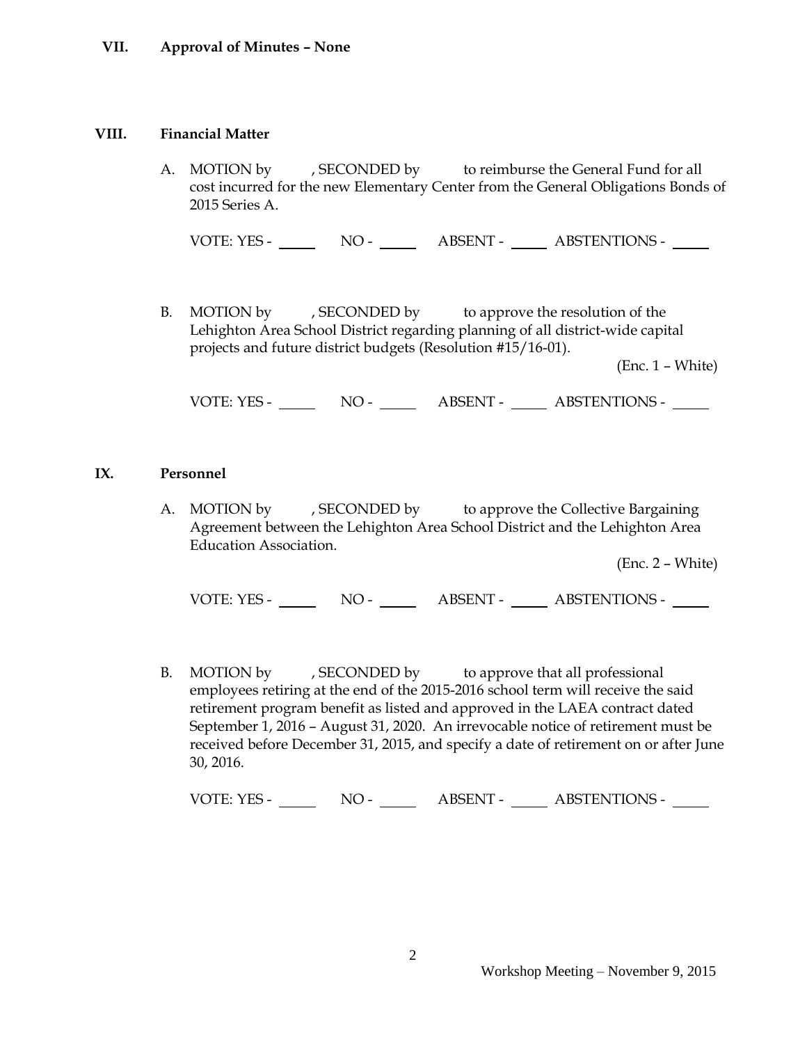## VII. Approval of Minutes – None

## VIII. Financial Matter

A. MOTION by , SECONDED by to reimburse the General Fund for all cost incurred for the new Elementary Center from the General Obligations Bonds of 2015 Series A.

VOTE: YES - _____ NO - _____ ABSENT - _____ ABSTENTIONS - _____

B. MOTION by , SECONDED by to approve the resolution of the Lehighton Area School District regarding planning of all district-wide capital projects and future district budgets (Resolution #15/16-01).

(Enc. 1 – White)

VOTE: YES - _____ NO - _____ ABSENT - _____ ABSTENTIONS - _____

## IX. Personnel

A. MOTION by , SECONDED by to approve the Collective Bargaining Agreement between the Lehighton Area School District and the Lehighton Area Education Association.

(Enc. 2 – White)

VOTE: YES - _____ NO - _____ ABSENT - _____ ABSTENTIONS - _____

B. MOTION by , SECONDED by to approve that all professional employees retiring at the end of the 2015-2016 school term will receive the said retirement program benefit as listed and approved in the LAEA contract dated September 1, 2016 – August 31, 2020. An irrevocable notice of retirement must be received before December 31, 2015, and specify a date of retirement on or after June 30, 2016.

VOTE: YES - _____ NO - _____ ABSENT - _____ ABSTENTIONS - _____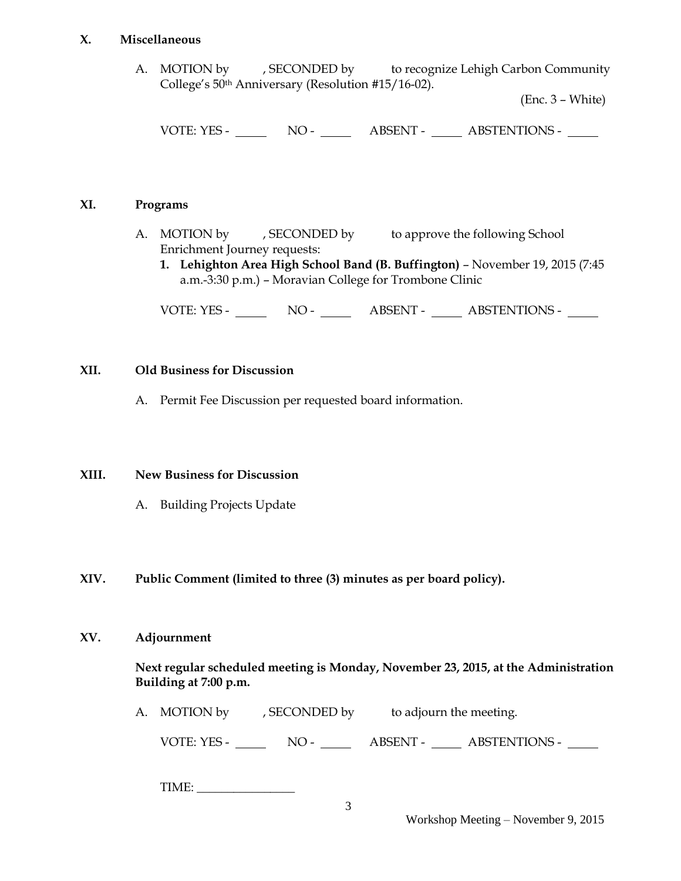## X. Miscellaneous

A. MOTION by , SECONDED by to recognize Lehigh Carbon Community College's 50th Anniversary (Resolution #15/16-02).

(Enc. 3 – White)

VOTE: YES - _____ NO - _____ ABSENT - _____ ABSTENTIONS - _____

## XI. Programs

A. MOTION by , SECONDED by to approve the following School Enrichment Journey requests:

1. **Lehighton Area High School Band (B. Buffington)** – November 19, 2015 (7:45 a.m.-3:30 p.m.) – Moravian College for Trombone Clinic

VOTE: YES - _____ NO - _____ ABSENT - _____ ABSTENTIONS - _____

## XII. Old Business for Discussion

A. Permit Fee Discussion per requested board information.

## XIII. New Business for Discussion

A. Building Projects Update

## XIV. Public Comment (limited to three (3) minutes as per board policy).

## XV. Adjournment

**Next regular scheduled meeting is Monday, November 23, 2015, at the Administration Building at 7:00 p.m.**

A. MOTION by , SECONDED by to adjourn the meeting.

VOTE: YES - _____ NO - _____ ABSENT - _____ ABSTENTIONS - _____

TIME: ________________